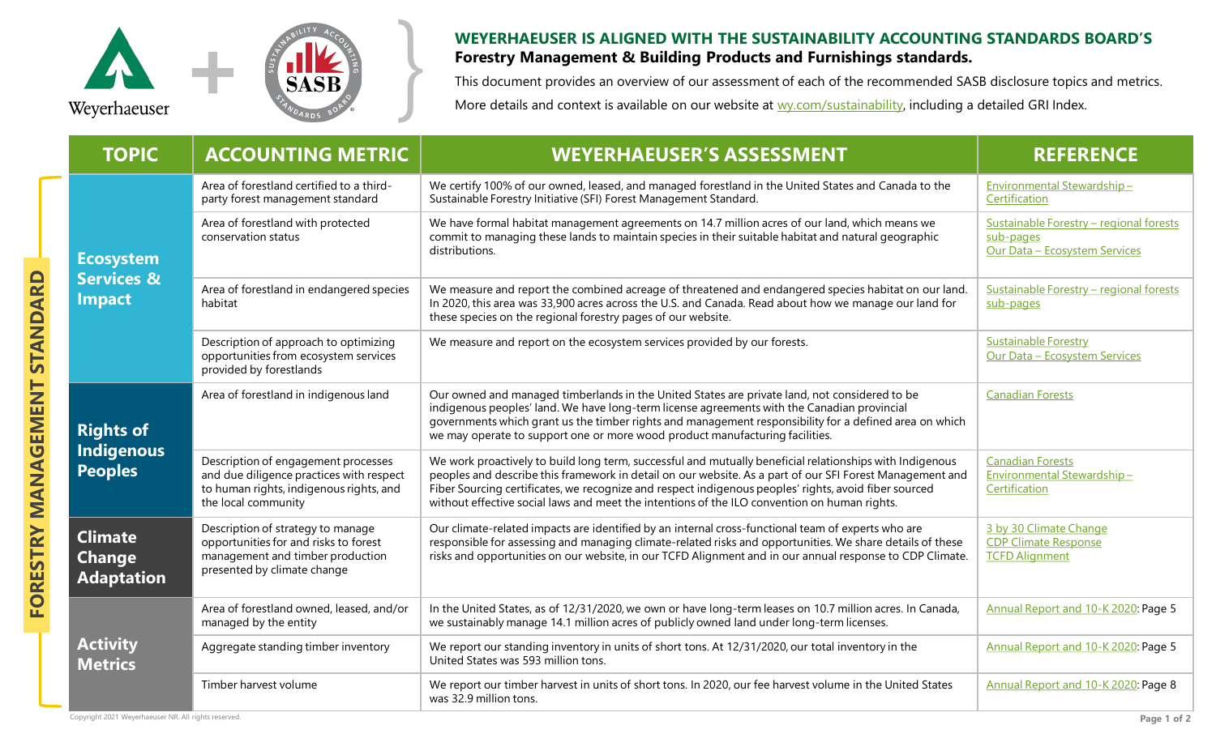## WEYERHAEUSER IS ALIGNED WITH THE SUSTAINABILITY ACCOUNTING STANDARDS BOARD'S **Forestry Management & Building Products and Furnishings standards.**

This document provides an overview of our assessment of each of the recommended SASB disclosure topics and metrics.

More details and context is available on our website at wy.com/sustainability, including a detailed GRI Index.

### FORESTRY MANAGEMENT STANDARD

| TOPIC | ACCOUNTING METRIC | WEYERHAEUSER'S ASSESSMENT | REFERENCE |
|---|---|---|---|
| **Ecosystem Services & Impact** | Area of forestland certified to a third-party forest management standard | We certify 100% of our owned, leased, and managed forestland in the United States and Canada to the Sustainable Forestry Initiative (SFI) Forest Management Standard. | Environmental Stewardship – Certification |
| | Area of forestland with protected conservation status | We have formal habitat management agreements on 14.7 million acres of our land, which means we commit to managing these lands to maintain species in their suitable habitat and natural geographic distributions. | Sustainable Forestry – regional forests sub-pages<br>Our Data – Ecosystem Services |
| | Area of forestland in endangered species habitat | We measure and report the combined acreage of threatened and endangered species habitat on our land. In 2020, this area was 33,900 acres across the U.S. and Canada. Read about how we manage our land for these species on the regional forestry pages of our website. | Sustainable Forestry – regional forests sub-pages |
| | Description of approach to optimizing opportunities from ecosystem services provided by forestlands | We measure and report on the ecosystem services provided by our forests. | Sustainable Forestry<br>Our Data – Ecosystem Services |
| **Rights of Indigenous Peoples** | Area of forestland in indigenous land | Our owned and managed timberlands in the United States are private land, not considered to be indigenous peoples' land. We have long-term license agreements with the Canadian provincial governments which grant us the timber rights and management responsibility for a defined area on which we may operate to support one or more wood product manufacturing facilities. | Canadian Forests |
| | Description of engagement processes and due diligence practices with respect to human rights, indigenous rights, and the local community | We work proactively to build long term, successful and mutually beneficial relationships with Indigenous peoples and describe this framework in detail on our website. As a part of our SFI Forest Management and Fiber Sourcing certificates, we recognize and respect indigenous peoples' rights, avoid fiber sourced without effective social laws and meet the intentions of the ILO convention on human rights. | Canadian Forests<br>Environmental Stewardship – Certification |
| **Climate Change Adaptation** | Description of strategy to manage opportunities for and risks to forest management and timber production presented by climate change | Our climate-related impacts are identified by an internal cross-functional team of experts who are responsible for assessing and managing climate-related risks and opportunities. We share details of these risks and opportunities on our website, in our TCFD Alignment and in our annual response to CDP Climate. | 3 by 30 Climate Change<br>CDP Climate Response<br>TCFD Alignment |
| **Activity Metrics** | Area of forestland owned, leased, and/or managed by the entity | In the United States, as of 12/31/2020, we own or have long-term leases on 10.7 million acres. In Canada, we sustainably manage 14.1 million acres of publicly owned land under long-term licenses. | Annual Report and 10-K 2020: Page 5 |
| | Aggregate standing timber inventory | We report our standing inventory in units of short tons. At 12/31/2020, our total inventory in the United States was 593 million tons. | Annual Report and 10-K 2020: Page 5 |
| | Timber harvest volume | We report our timber harvest in units of short tons. In 2020, our fee harvest volume in the United States was 32.9 million tons. | Annual Report and 10-K 2020: Page 8 |

Copyright 2021 Weyerhaeuser NR. All rights reserved.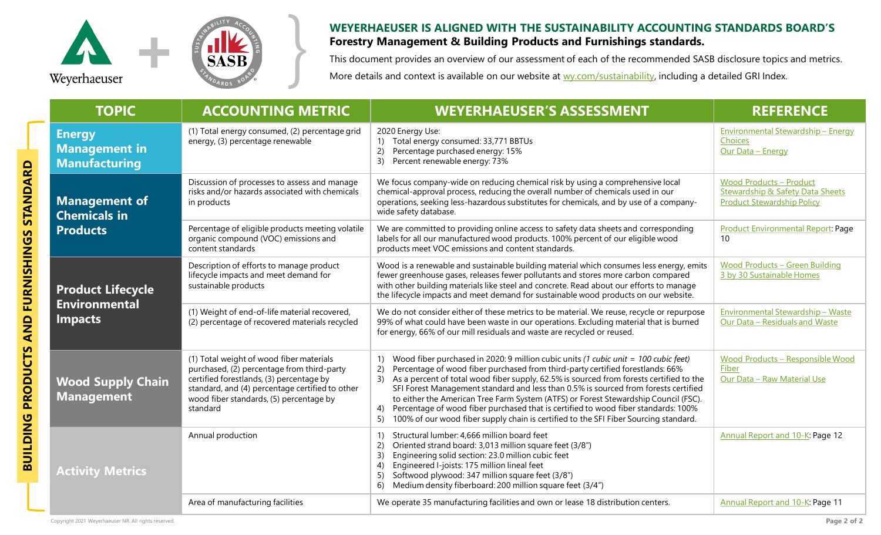## WEYERHAEUSER IS ALIGNED WITH THE SUSTAINABILITY ACCOUNTING STANDARDS BOARD'S

**Forestry Management & Building Products and Furnishings standards.**

This document provides an overview of our assessment of each of the recommended SASB disclosure topics and metrics.

More details and context is available on our website at wy.com/sustainability, including a detailed GRI Index.

### BUILDING PRODUCTS AND FURNISHINGS STANDARD

| TOPIC | ACCOUNTING METRIC | WEYERHAEUSER'S ASSESSMENT | REFERENCE |
|---|---|---|---|
| **Energy Management in Manufacturing** | (1) Total energy consumed, (2) percentage grid energy, (3) percentage renewable | 2020 Energy Use:<br>1) Total energy consumed: 33,771 BBTUs<br>2) Percentage purchased energy: 15%<br>3) Percent renewable energy: 73% | Environmental Stewardship – Energy Choices<br>Our Data – Energy |
| **Management of Chemicals in Products** | Discussion of processes to assess and manage risks and/or hazards associated with chemicals in products | We focus company-wide on reducing chemical risk by using a comprehensive local chemical-approval process, reducing the overall number of chemicals used in our operations, seeking less-hazardous substitutes for chemicals, and by use of a company-wide safety database. | Wood Products – Product Stewardship & Safety Data Sheets<br>Product Stewardship Policy |
| | Percentage of eligible products meeting volatile organic compound (VOC) emissions and content standards | We are committed to providing online access to safety data sheets and corresponding labels for all our manufactured wood products. 100% percent of our eligible wood products meet VOC emissions and content standards. | Product Environmental Report: Page 10 |
| **Product Lifecycle Environmental Impacts** | Description of efforts to manage product lifecycle impacts and meet demand for sustainable products | Wood is a renewable and sustainable building material which consumes less energy, emits fewer greenhouse gases, releases fewer pollutants and stores more carbon compared with other building materials like steel and concrete. Read about our efforts to manage the lifecycle impacts and meet demand for sustainable wood products on our website. | Wood Products – Green Building<br>3 by 30 Sustainable Homes |
| | (1) Weight of end-of-life material recovered, (2) percentage of recovered materials recycled | We do not consider either of these metrics to be material. We reuse, recycle or repurpose 99% of what could have been waste in our operations. Excluding material that is burned for energy, 66% of our mill residuals and waste are recycled or reused. | Environmental Stewardship – Waste<br>Our Data – Residuals and Waste |
| **Wood Supply Chain Management** | (1) Total weight of wood fiber materials purchased, (2) percentage from third-party certified forestlands, (3) percentage by standard, and (4) percentage certified to other wood fiber standards, (5) percentage by standard | 1) Wood fiber purchased in 2020: 9 million cubic units *(1 cubic unit = 100 cubic feet)*<br>2) Percentage of wood fiber purchased from third-party certified forestlands: 66%<br>3) As a percent of total wood fiber supply, 62.5% is sourced from forests certified to the SFI Forest Management standard and less than 0.5% is sourced from forests certified to either the American Tree Farm System (ATFS) or Forest Stewardship Council (FSC).<br>4) Percentage of wood fiber purchased that is certified to wood fiber standards: 100%<br>5) 100% of our wood fiber supply chain is certified to the SFI Fiber Sourcing standard. | Wood Products – Responsible Wood Fiber<br>Our Data – Raw Material Use |
| **Activity Metrics** | Annual production | 1) Structural lumber: 4,666 million board feet<br>2) Oriented strand board: 3,013 million square feet (3/8")<br>3) Engineering solid section: 23.0 million cubic feet<br>4) Engineered I-joists: 175 million lineal feet<br>5) Softwood plywood: 347 million square feet (3/8")<br>6) Medium density fiberboard: 200 million square feet (3/4") | Annual Report and 10-K: Page 12 |
| | Area of manufacturing facilities | We operate 35 manufacturing facilities and own or lease 18 distribution centers. | Annual Report and 10-K: Page 11 |

Copyright 2021 Weyerhaeuser NR. All rights reserved.